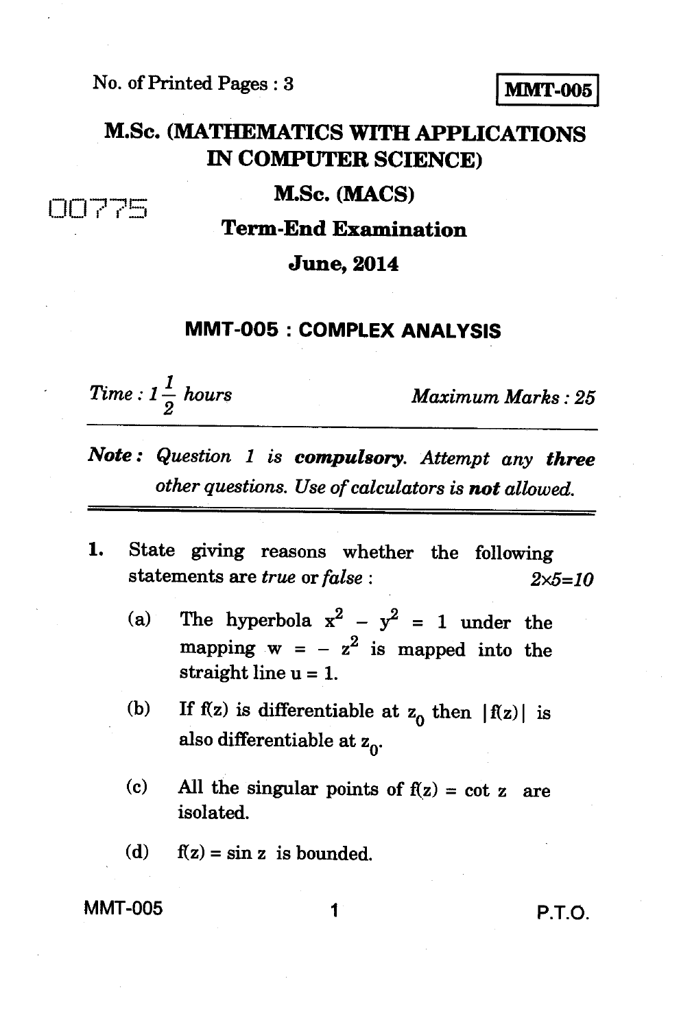No. of Printed Pages : 3

**MMT-005**

# M.Sc. (MATHEMATICS WITH APPLICATIONS IN COMPUTER SCIENCE)

## M.Sc. (MACS)

00775

## Term-End Examination

## June, 2014

### MMT-005 : COMPLEX ANALYSIS

*Time : $1\frac{1}{2}$ hours* *Maximum Marks : 25*

***Note :*** *Question 1 is* ***compulsory****. Attempt any* ***three*** *other questions. Use of calculators is* ***not*** *allowed.*

1. State giving reasons whether the following statements are *true* or *false* : $2\times5=10$

   (a) The hyperbola $x^2 - y^2 = 1$ under the mapping $w = -z^2$ is mapped into the straight line $u = 1$.

   (b) If $f(z)$ is differentiable at $z_0$ then $|f(z)|$ is also differentiable at $z_0$.

   (c) All the singular points of $f(z) = \cot z$ are isolated.

   (d) $f(z) = \sin z$ is bounded.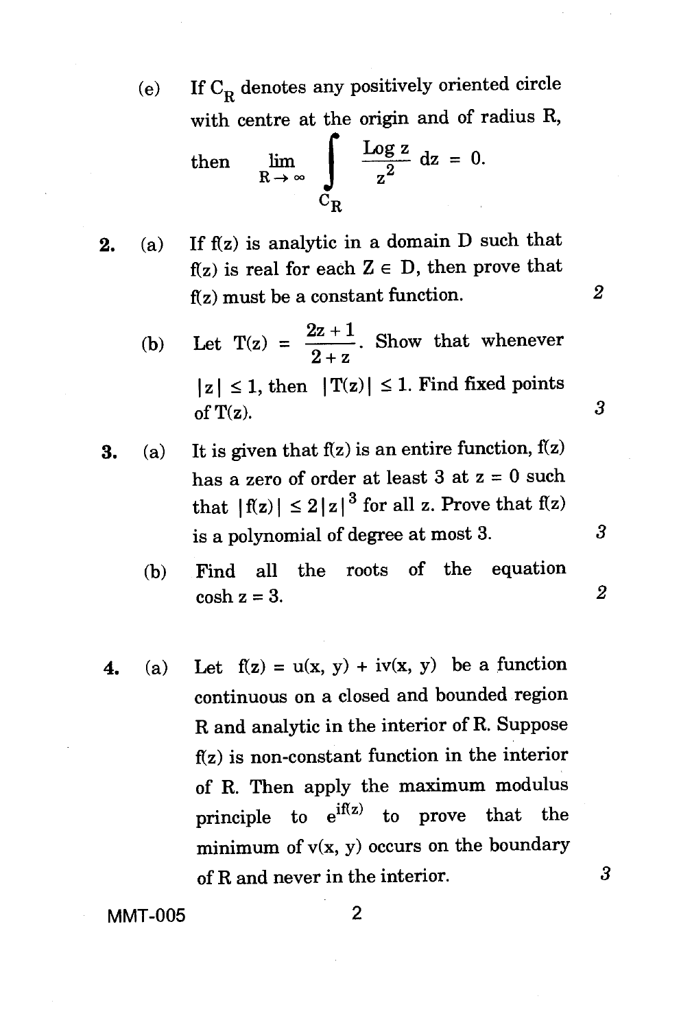(e) If $C_R$ denotes any positively oriented circle with centre at the origin and of radius R, then $\lim_{R \to \infty} \int_{C_R} \frac{\text{Log } z}{z^2} \, dz = 0.$

2. (a) If f(z) is analytic in a domain D such that f(z) is real for each $Z \in D$, then prove that f(z) must be a constant function. *2*

(b) Let $T(z) = \frac{2z+1}{2+z}$. Show that whenever $|z| \leq 1$, then $|T(z)| \leq 1$. Find fixed points of T(z). *3*

3. (a) It is given that f(z) is an entire function, f(z) has a zero of order at least 3 at $z = 0$ such that $|f(z)| \leq 2|z|^3$ for all z. Prove that f(z) is a polynomial of degree at most 3. *3*

(b) Find all the roots of the equation $\cosh z = 3$. *2*

4. (a) Let $f(z) = u(x, y) + iv(x, y)$ be a function continuous on a closed and bounded region R and analytic in the interior of R. Suppose f(z) is non-constant function in the interior of R. Then apply the maximum modulus principle to $e^{if(z)}$ to prove that the minimum of v(x, y) occurs on the boundary of R and never in the interior. *3*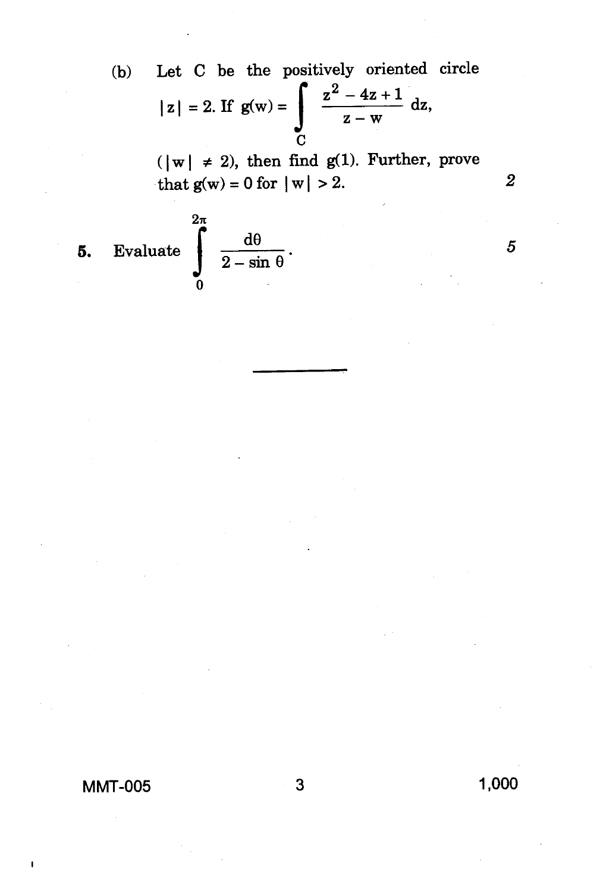(b) Let C be the positively oriented circle $|z| = 2$. If $g(w) = \int\limits_C \frac{z^2 - 4z + 1}{z - w} \, dz$, ($|w| \neq 2$), then find $g(1)$. Further, prove that $g(w) = 0$ for $|w| > 2$. 2

5. Evaluate $\int\limits_0^{2\pi} \frac{d\theta}{2 - \sin \theta}$. 5